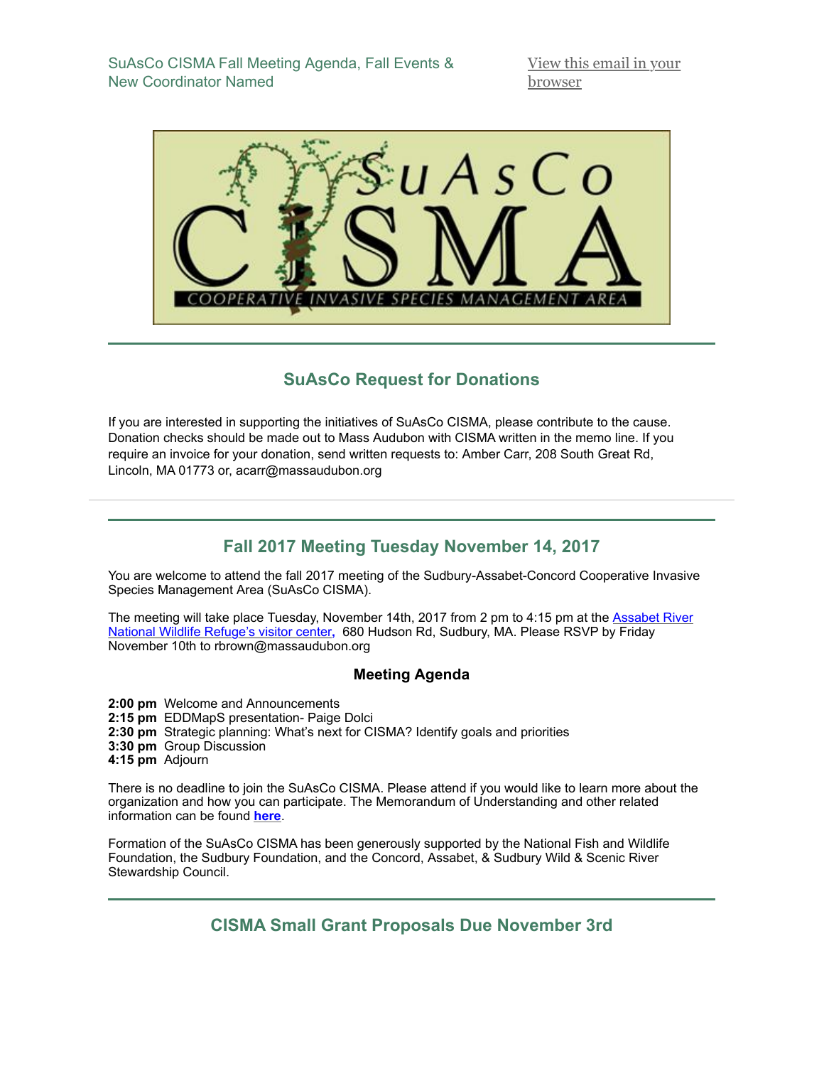SuAsCo CISMA Fall Meeting Agenda, Fall Events & New Coordinator Named

View this email in your browser

## SuAsCo Request for Donations

If you are interested in supporting the initiatives of SuAsCo CISMA, please contribute to the cause. Donation checks should be made out to Mass Audubon with CISMA written in the memo line. If you require an invoice for your donation, send written requests to: Amber Carr, 208 South Great Rd, Lincoln, MA 01773 or, acarr@massaudubon.org

## Fall 2017 Meeting Tuesday November 14, 2017

You are welcome to attend the fall 2017 meeting of the Sudbury-Assabet-Concord Cooperative Invasive Species Management Area (SuAsCo CISMA).

The meeting will take place Tuesday, November 14th, 2017 from 2 pm to 4:15 pm at the Assabet River National Wildlife Refuge's visitor center, 680 Hudson Rd, Sudbury, MA. Please RSVP by Friday November 10th to rbrown@massaudubon.org

### Meeting Agenda

**2:00 pm** Welcome and Announcements
**2:15 pm** EDDMapS presentation- Paige Dolci
**2:30 pm** Strategic planning: What's next for CISMA? Identify goals and priorities
**3:30 pm** Group Discussion
**4:15 pm** Adjourn

There is no deadline to join the SuAsCo CISMA. Please attend if you would like to learn more about the organization and how you can participate. The Memorandum of Understanding and other related information can be found **here**.

Formation of the SuAsCo CISMA has been generously supported by the National Fish and Wildlife Foundation, the Sudbury Foundation, and the Concord, Assabet, & Sudbury Wild & Scenic River Stewardship Council.

## CISMA Small Grant Proposals Due November 3rd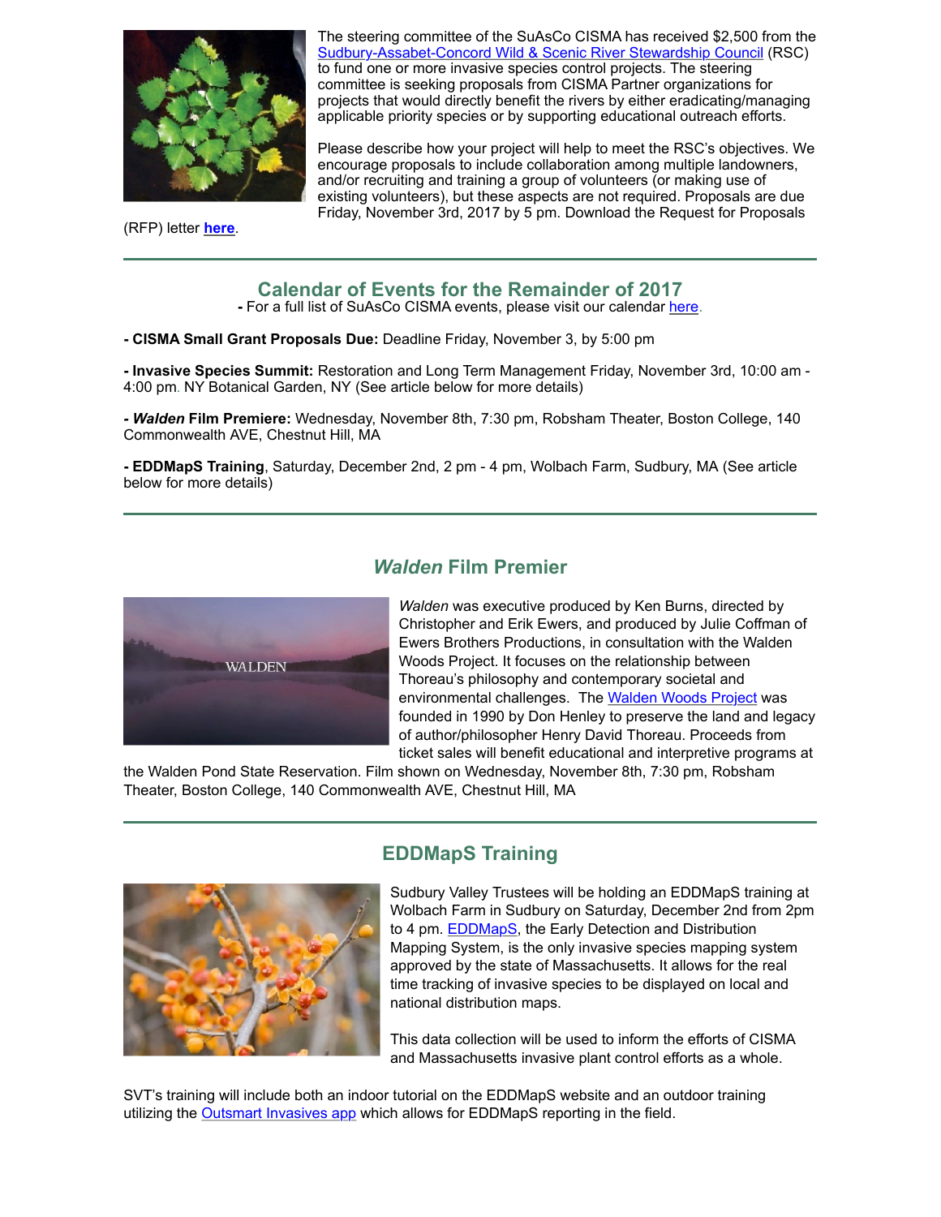The steering committee of the SuAsCo CISMA has received $2,500 from the Sudbury-Assabet-Concord Wild & Scenic River Stewardship Council (RSC) to fund one or more invasive species control projects. The steering committee is seeking proposals from CISMA Partner organizations for projects that would directly benefit the rivers by either eradicating/managing applicable priority species or by supporting educational outreach efforts.

Please describe how your project will help to meet the RSC's objectives. We encourage proposals to include collaboration among multiple landowners, and/or recruiting and training a group of volunteers (or making use of existing volunteers), but these aspects are not required. Proposals are due Friday, November 3rd, 2017 by 5 pm. Download the Request for Proposals (RFP) letter **here**.

## Calendar of Events for the Remainder of 2017

**-** For a full list of SuAsCo CISMA events, please visit our calendar here.

**- CISMA Small Grant Proposals Due:** Deadline Friday, November 3, by 5:00 pm

**- Invasive Species Summit:** Restoration and Long Term Management Friday, November 3rd, 10:00 am - 4:00 pm. NY Botanical Garden, NY (See article below for more details)

**- *Walden* Film Premiere:** Wednesday, November 8th, 7:30 pm, Robsham Theater, Boston College, 140 Commonwealth AVE, Chestnut Hill, MA

**- EDDMapS Training**, Saturday, December 2nd, 2 pm - 4 pm, Wolbach Farm, Sudbury, MA (See article below for more details)

## *Walden* Film Premier

*Walden* was executive produced by Ken Burns, directed by Christopher and Erik Ewers, and produced by Julie Coffman of Ewers Brothers Productions, in consultation with the Walden Woods Project. It focuses on the relationship between Thoreau's philosophy and contemporary societal and environmental challenges. The Walden Woods Project was founded in 1990 by Don Henley to preserve the land and legacy of author/philosopher Henry David Thoreau. Proceeds from ticket sales will benefit educational and interpretive programs at the Walden Pond State Reservation. Film shown on Wednesday, November 8th, 7:30 pm, Robsham Theater, Boston College, 140 Commonwealth AVE, Chestnut Hill, MA

## EDDMapS Training

Sudbury Valley Trustees will be holding an EDDMapS training at Wolbach Farm in Sudbury on Saturday, December 2nd from 2pm to 4 pm. EDDMapS, the Early Detection and Distribution Mapping System, is the only invasive species mapping system approved by the state of Massachusetts. It allows for the real time tracking of invasive species to be displayed on local and national distribution maps.

This data collection will be used to inform the efforts of CISMA and Massachusetts invasive plant control efforts as a whole.

SVT's training will include both an indoor tutorial on the EDDMapS website and an outdoor training utilizing the Outsmart Invasives app which allows for EDDMapS reporting in the field.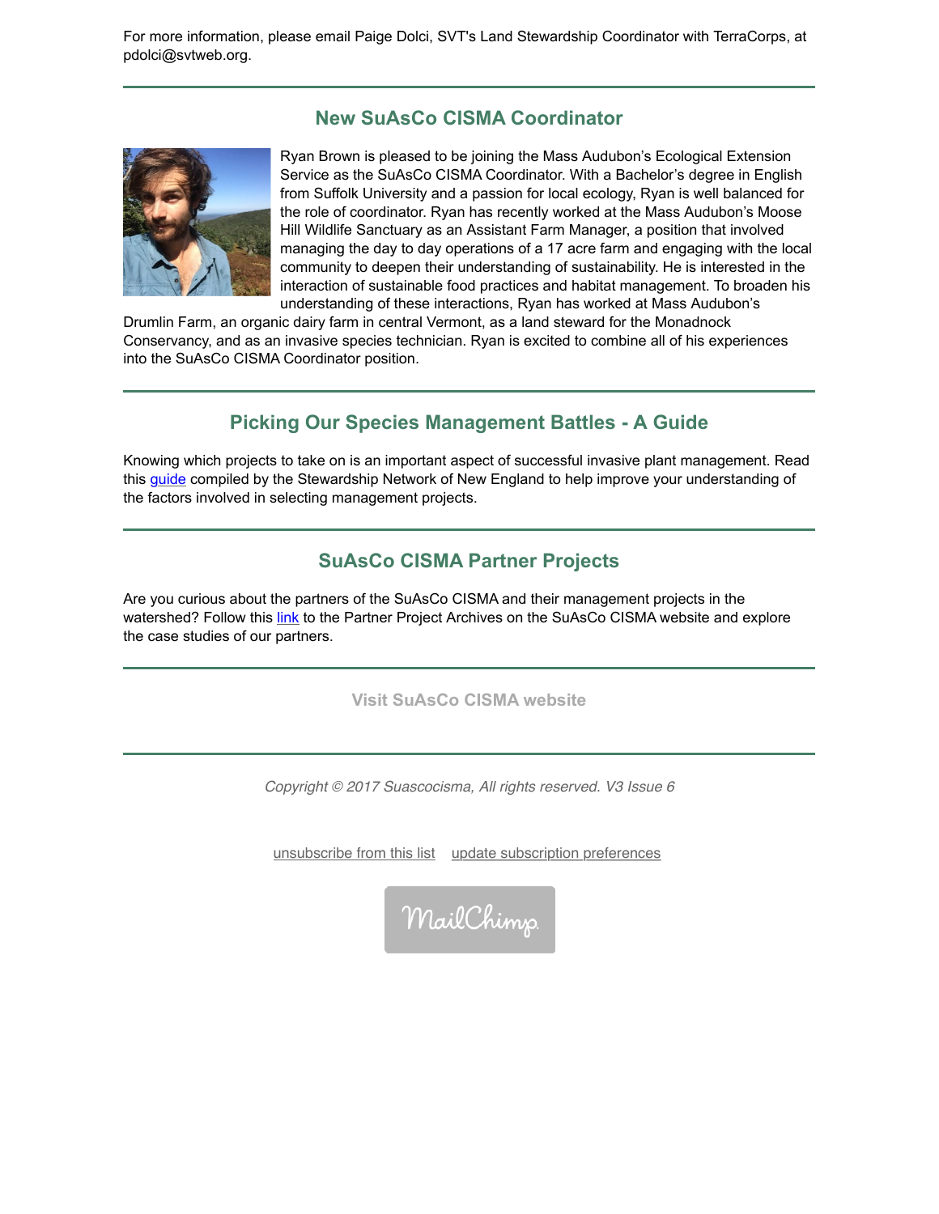For more information, please email Paige Dolci, SVT's Land Stewardship Coordinator with TerraCorps, at pdolci@svtweb.org.

---

## New SuAsCo CISMA Coordinator

Ryan Brown is pleased to be joining the Mass Audubon's Ecological Extension Service as the SuAsCo CISMA Coordinator. With a Bachelor's degree in English from Suffolk University and a passion for local ecology, Ryan is well balanced for the role of coordinator. Ryan has recently worked at the Mass Audubon's Moose Hill Wildlife Sanctuary as an Assistant Farm Manager, a position that involved managing the day to day operations of a 17 acre farm and engaging with the local community to deepen their understanding of sustainability. He is interested in the interaction of sustainable food practices and habitat management. To broaden his understanding of these interactions, Ryan has worked at Mass Audubon's Drumlin Farm, an organic dairy farm in central Vermont, as a land steward for the Monadnock Conservancy, and as an invasive species technician. Ryan is excited to combine all of his experiences into the SuAsCo CISMA Coordinator position.

---

## Picking Our Species Management Battles - A Guide

Knowing which projects to take on is an important aspect of successful invasive plant management. Read this guide compiled by the Stewardship Network of New England to help improve your understanding of the factors involved in selecting management projects.

---

## SuAsCo CISMA Partner Projects

Are you curious about the partners of the SuAsCo CISMA and their management projects in the watershed? Follow this link to the Partner Project Archives on the SuAsCo CISMA website and explore the case studies of our partners.

---

**Visit SuAsCo CISMA website**

---

*Copyright © 2017 Suascocisma, All rights reserved. V3 Issue 6*

unsubscribe from this list    update subscription preferences

MailChimp